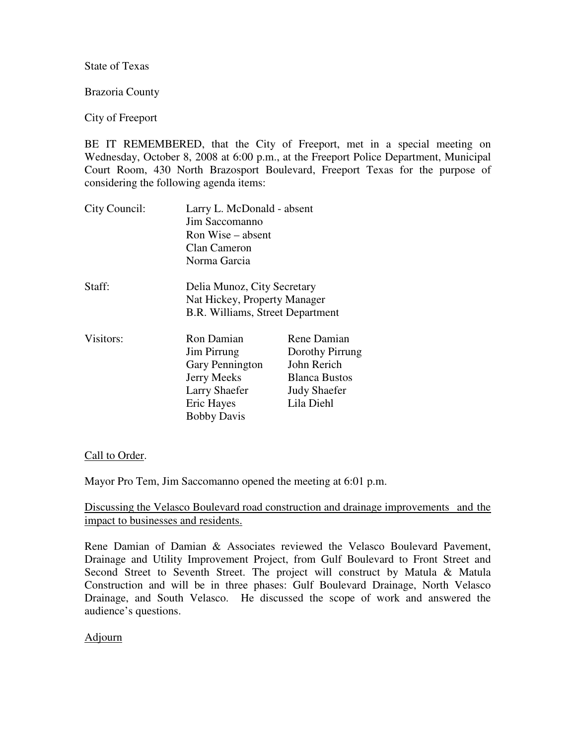State of Texas

Brazoria County

City of Freeport

BE IT REMEMBERED, that the City of Freeport, met in a special meeting on Wednesday, October 8, 2008 at 6:00 p.m., at the Freeport Police Department, Municipal Court Room, 430 North Brazosport Boulevard, Freeport Texas for the purpose of considering the following agenda items:

| | | |
|---|---|---|
| City Council: | Larry L. McDonald - absent | |
| | Jim Saccomanno | |
| | Ron Wise – absent | |
| | Clan Cameron | |
| | Norma Garcia | |
| Staff: | Delia Munoz, City Secretary | |
| | Nat Hickey, Property Manager | |
| | B.R. Williams, Street Department | |
| Visitors: | Ron Damian | Rene Damian |
| | Jim Pirrung | Dorothy Pirrung |
| | Gary Pennington | John Rerich |
| | Jerry Meeks | Blanca Bustos |
| | Larry Shaefer | Judy Shaefer |
| | Eric Hayes | Lila Diehl |
| | Bobby Davis | |

Call to Order.

Mayor Pro Tem, Jim Saccomanno opened the meeting at 6:01 p.m.

Discussing the Velasco Boulevard road construction and drainage improvements and the impact to businesses and residents.

Rene Damian of Damian & Associates reviewed the Velasco Boulevard Pavement, Drainage and Utility Improvement Project, from Gulf Boulevard to Front Street and Second Street to Seventh Street. The project will construct by Matula & Matula Construction and will be in three phases: Gulf Boulevard Drainage, North Velasco Drainage, and South Velasco. He discussed the scope of work and answered the audience's questions.

Adjourn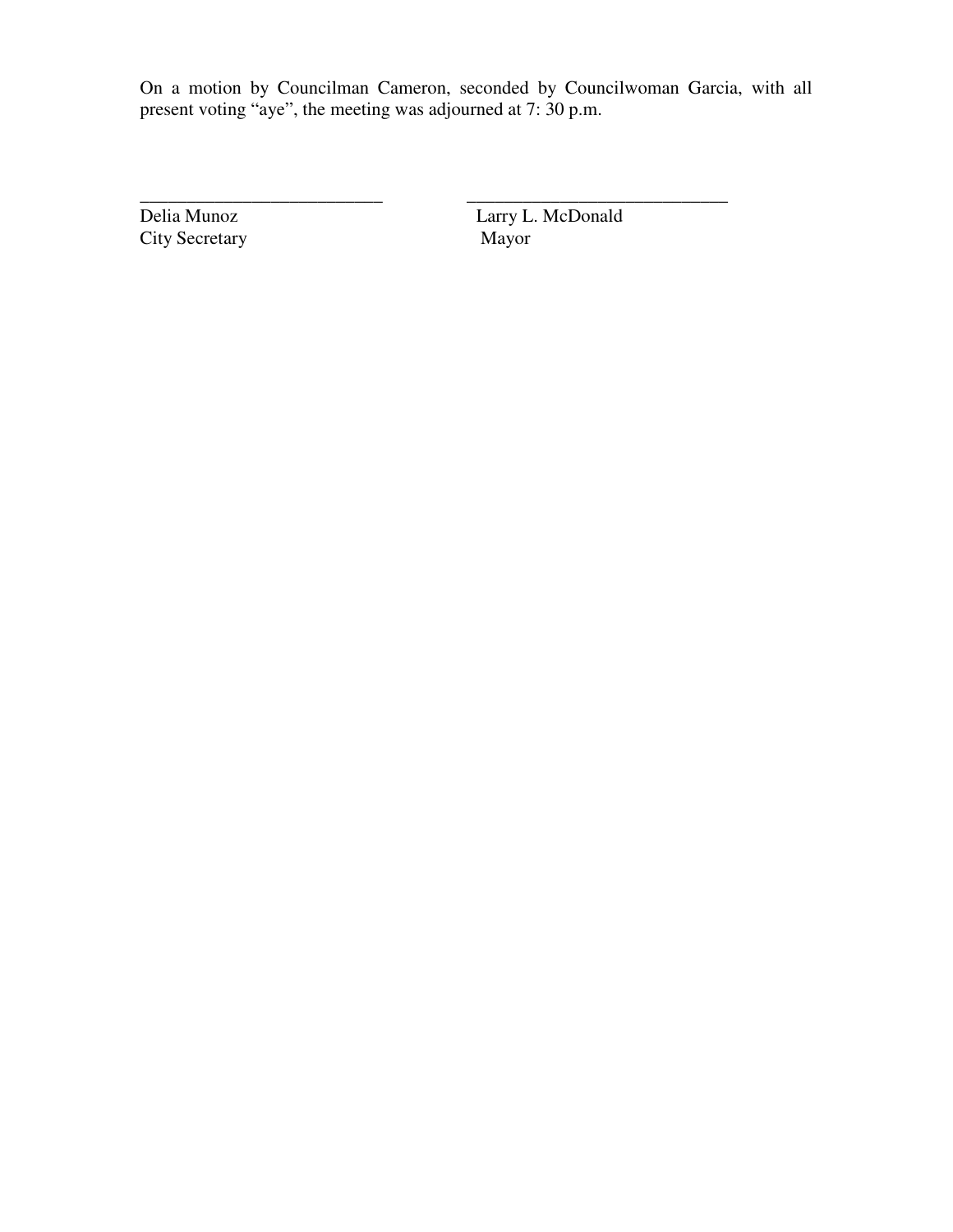On a motion by Councilman Cameron, seconded by Councilwoman Garcia, with all present voting "aye", the meeting was adjourned at 7: 30 p.m.

| | |
|---|---|
| ___________________________ | _____________________________ |
| Delia Munoz | Larry L. McDonald |
| City Secretary | Mayor |